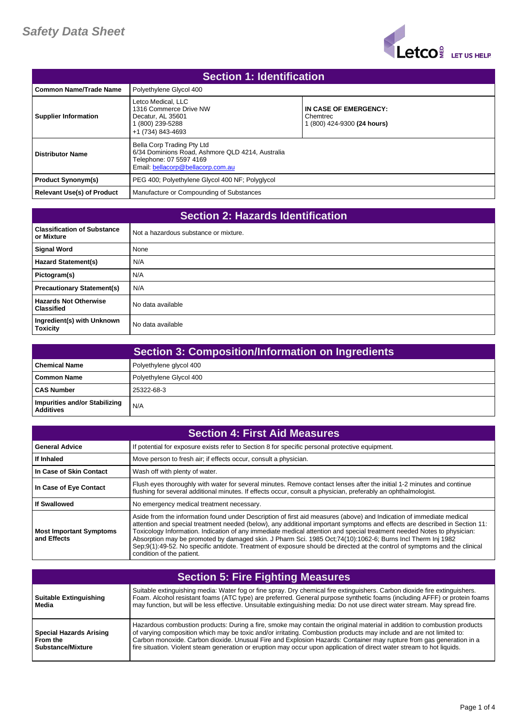# Safety Data Sheet

## Section 1: Identification

| | | |
|---|---|---|
| **Common Name/Trade Name** | Polyethylene Glycol 400 | |
| **Supplier Information** | Letco Medical, LLC<br>1316 Commerce Drive NW<br>Decatur, AL 35601<br>1 (800) 239-5288<br>+1 (734) 843-4693 | **IN CASE OF EMERGENCY:**<br>Chemtrec<br>1 (800) 424-9300 **(24 hours)** |
| **Distributor Name** | Bella Corp Trading Pty Ltd<br>6/34 Dominions Road, Ashmore QLD 4214, Australia<br>Telephone: 07 5597 4169<br>Email: bellacorp@bellacorp.com.au | |
| **Product Synonym(s)** | PEG 400; Polyethylene Glycol 400 NF; Polyglycol | |
| **Relevant Use(s) of Product** | Manufacture or Compounding of Substances | |

## Section 2: Hazards Identification

| | |
|---|---|
| **Classification of Substance or Mixture** | Not a hazardous substance or mixture. |
| **Signal Word** | None |
| **Hazard Statement(s)** | N/A |
| **Pictogram(s)** | N/A |
| **Precautionary Statement(s)** | N/A |
| **Hazards Not Otherwise Classified** | No data available |
| **Ingredient(s) with Unknown Toxicity** | No data available |

## Section 3: Composition/Information on Ingredients

| | |
|---|---|
| **Chemical Name** | Polyethylene glycol 400 |
| **Common Name** | Polyethylene Glycol 400 |
| **CAS Number** | 25322-68-3 |
| **Impurities and/or Stabilizing Additives** | N/A |

## Section 4: First Aid Measures

| | |
|---|---|
| **General Advice** | If potential for exposure exists refer to Section 8 for specific personal protective equipment. |
| **If Inhaled** | Move person to fresh air; if effects occur, consult a physician. |
| **In Case of Skin Contact** | Wash off with plenty of water. |
| **In Case of Eye Contact** | Flush eyes thoroughly with water for several minutes. Remove contact lenses after the initial 1-2 minutes and continue flushing for several additional minutes. If effects occur, consult a physician, preferably an ophthalmologist. |
| **If Swallowed** | No emergency medical treatment necessary. |
| **Most Important Symptoms and Effects** | Aside from the information found under Description of first aid measures (above) and Indication of immediate medical attention and special treatment needed (below), any additional important symptoms and effects are described in Section 11: Toxicology Information. Indication of any immediate medical attention and special treatment needed Notes to physician: Absorption may be promoted by damaged skin. J Pharm Sci. 1985 Oct;74(10):1062-6; Burns Incl Therm Inj 1982 Sep;9(1):49-52. No specific antidote. Treatment of exposure should be directed at the control of symptoms and the clinical condition of the patient. |

## Section 5: Fire Fighting Measures

| | |
|---|---|
| **Suitable Extinguishing Media** | Suitable extinguishing media: Water fog or fine spray. Dry chemical fire extinguishers. Carbon dioxide fire extinguishers. Foam. Alcohol resistant foams (ATC type) are preferred. General purpose synthetic foams (including AFFF) or protein foams may function, but will be less effective. Unsuitable extinguishing media: Do not use direct water stream. May spread fire. |
| **Special Hazards Arising From the Substance/Mixture** | Hazardous combustion products: During a fire, smoke may contain the original material in addition to combustion products of varying composition which may be toxic and/or irritating. Combustion products may include and are not limited to: Carbon monoxide. Carbon dioxide. Unusual Fire and Explosion Hazards: Container may rupture from gas generation in a fire situation. Violent steam generation or eruption may occur upon application of direct water stream to hot liquids. |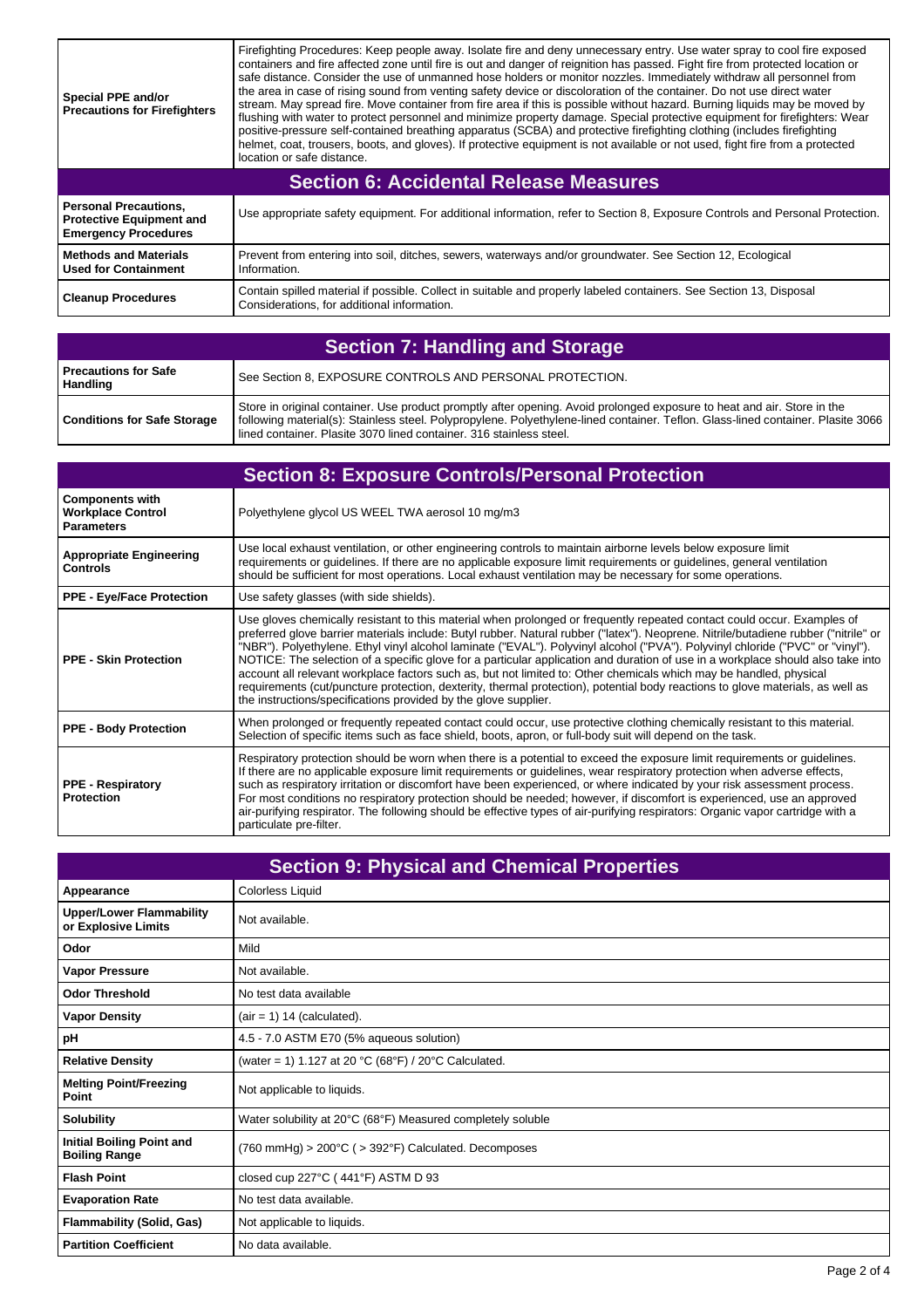| Special PPE and/or Precautions for Firefighters | Firefighting Procedures: Keep people away. Isolate fire and deny unnecessary entry. Use water spray to cool fire exposed containers and fire affected zone until fire is out and danger of reignition has passed. Fight fire from protected location or safe distance. Consider the use of unmanned hose holders or monitor nozzles. Immediately withdraw all personnel from the area in case of rising sound from venting safety device or discoloration of the container. Do not use direct water stream. May spread fire. Move container from fire area if this is possible without hazard. Burning liquids may be moved by flushing with water to protect personnel and minimize property damage. Special protective equipment for firefighters: Wear positive-pressure self-contained breathing apparatus (SCBA) and protective firefighting clothing (includes firefighting helmet, coat, trousers, boots, and gloves). If protective equipment is not available or not used, fight fire from a protected location or safe distance. |
|---|---|

## Section 6: Accidental Release Measures

| | |
|---|---|
| **Personal Precautions, Protective Equipment and Emergency Procedures** | Use appropriate safety equipment. For additional information, refer to Section 8, Exposure Controls and Personal Protection. |
| **Methods and Materials Used for Containment** | Prevent from entering into soil, ditches, sewers, waterways and/or groundwater. See Section 12, Ecological Information. |
| **Cleanup Procedures** | Contain spilled material if possible. Collect in suitable and properly labeled containers. See Section 13, Disposal Considerations, for additional information. |

## Section 7: Handling and Storage

| | |
|---|---|
| **Precautions for Safe Handling** | See Section 8, EXPOSURE CONTROLS AND PERSONAL PROTECTION. |
| **Conditions for Safe Storage** | Store in original container. Use product promptly after opening. Avoid prolonged exposure to heat and air. Store in the following material(s): Stainless steel. Polypropylene. Polyethylene-lined container. Teflon. Glass-lined container. Plasite 3066 lined container. Plasite 3070 lined container. 316 stainless steel. |

## Section 8: Exposure Controls/Personal Protection

| | |
|---|---|
| **Components with Workplace Control Parameters** | Polyethylene glycol US WEEL TWA aerosol 10 mg/m3 |
| **Appropriate Engineering Controls** | Use local exhaust ventilation, or other engineering controls to maintain airborne levels below exposure limit requirements or guidelines. If there are no applicable exposure limit requirements or guidelines, general ventilation should be sufficient for most operations. Local exhaust ventilation may be necessary for some operations. |
| **PPE - Eye/Face Protection** | Use safety glasses (with side shields). |
| **PPE - Skin Protection** | Use gloves chemically resistant to this material when prolonged or frequently repeated contact could occur. Examples of preferred glove barrier materials include: Butyl rubber. Natural rubber ("latex"). Neoprene. Nitrile/butadiene rubber ("nitrile" or "NBR"). Polyethylene. Ethyl vinyl alcohol laminate ("EVAL"). Polyvinyl alcohol ("PVA"). Polyvinyl chloride ("PVC" or "vinyl"). NOTICE: The selection of a specific glove for a particular application and duration of use in a workplace should also take into account all relevant workplace factors such as, but not limited to: Other chemicals which may be handled, physical requirements (cut/puncture protection, dexterity, thermal protection), potential body reactions to glove materials, as well as the instructions/specifications provided by the glove supplier. |
| **PPE - Body Protection** | When prolonged or frequently repeated contact could occur, use protective clothing chemically resistant to this material. Selection of specific items such as face shield, boots, apron, or full-body suit will depend on the task. |
| **PPE - Respiratory Protection** | Respiratory protection should be worn when there is a potential to exceed the exposure limit requirements or guidelines. If there are no applicable exposure limit requirements or guidelines, wear respiratory protection when adverse effects, such as respiratory irritation or discomfort have been experienced, or where indicated by your risk assessment process. For most conditions no respiratory protection should be needed; however, if discomfort is experienced, use an approved air-purifying respirator. The following should be effective types of air-purifying respirators: Organic vapor cartridge with a particulate pre-filter. |

## Section 9: Physical and Chemical Properties

| | |
|---|---|
| **Appearance** | Colorless Liquid |
| **Upper/Lower Flammability or Explosive Limits** | Not available. |
| **Odor** | Mild |
| **Vapor Pressure** | Not available. |
| **Odor Threshold** | No test data available |
| **Vapor Density** | (air = 1) 14 (calculated). |
| **pH** | 4.5 - 7.0 ASTM E70 (5% aqueous solution) |
| **Relative Density** | (water = 1) 1.127 at 20 °C (68°F) / 20°C Calculated. |
| **Melting Point/Freezing Point** | Not applicable to liquids. |
| **Solubility** | Water solubility at 20°C (68°F) Measured completely soluble |
| **Initial Boiling Point and Boiling Range** | (760 mmHg) > 200°C ( > 392°F) Calculated. Decomposes |
| **Flash Point** | closed cup 227°C ( 441°F) ASTM D 93 |
| **Evaporation Rate** | No test data available. |
| **Flammability (Solid, Gas)** | Not applicable to liquids. |
| **Partition Coefficient** | No data available. |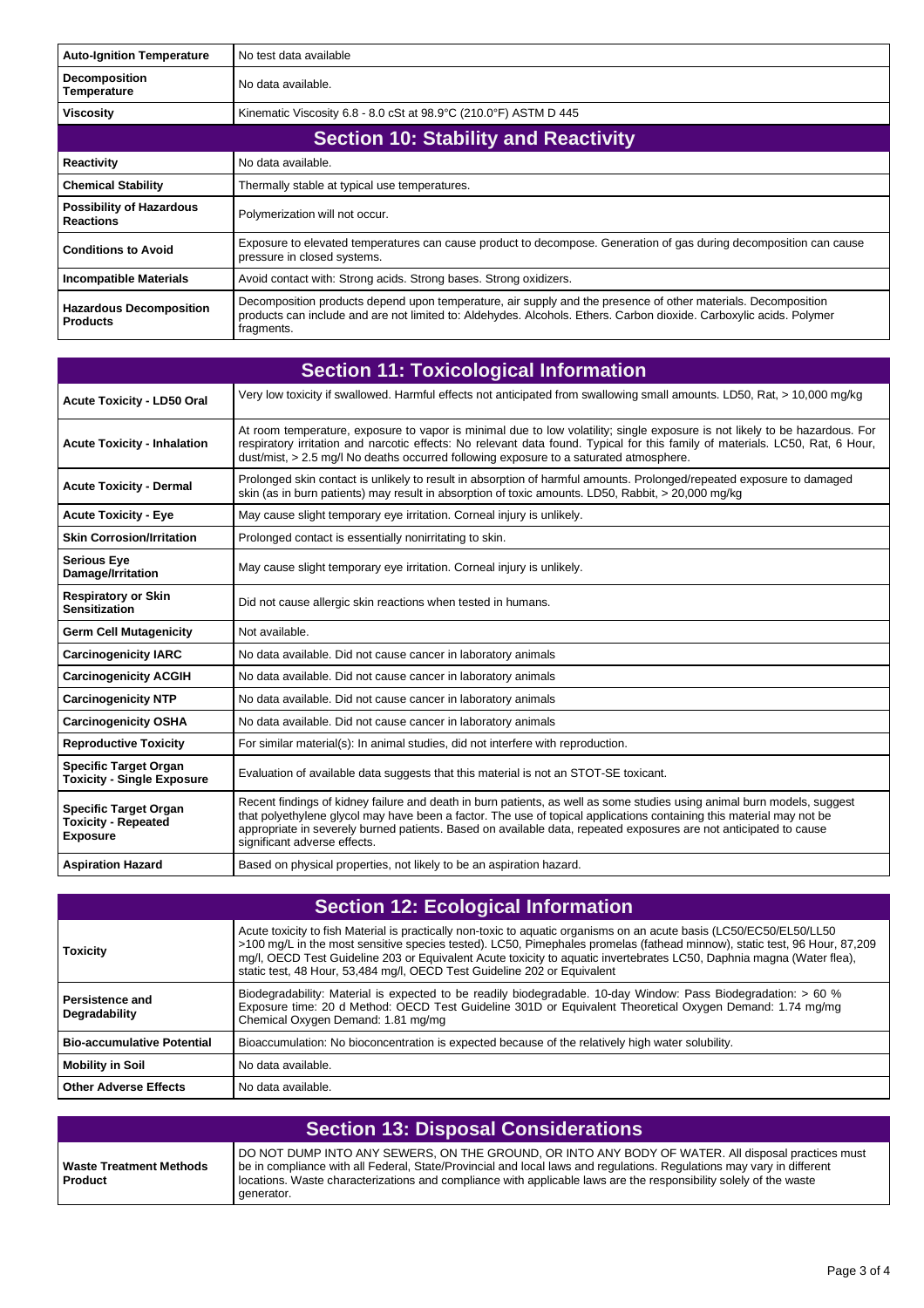| | |
|---|---|
| **Auto-Ignition Temperature** | No test data available |
| **Decomposition Temperature** | No data available. |
| **Viscosity** | Kinematic Viscosity 6.8 - 8.0 cSt at 98.9°C (210.0°F) ASTM D 445 |

## Section 10: Stability and Reactivity

| | |
|---|---|
| **Reactivity** | No data available. |
| **Chemical Stability** | Thermally stable at typical use temperatures. |
| **Possibility of Hazardous Reactions** | Polymerization will not occur. |
| **Conditions to Avoid** | Exposure to elevated temperatures can cause product to decompose. Generation of gas during decomposition can cause pressure in closed systems. |
| **Incompatible Materials** | Avoid contact with: Strong acids. Strong bases. Strong oxidizers. |
| **Hazardous Decomposition Products** | Decomposition products depend upon temperature, air supply and the presence of other materials. Decomposition products can include and are not limited to: Aldehydes. Alcohols. Ethers. Carbon dioxide. Carboxylic acids. Polymer fragments. |

## Section 11: Toxicological Information

| | |
|---|---|
| **Acute Toxicity - LD50 Oral** | Very low toxicity if swallowed. Harmful effects not anticipated from swallowing small amounts. LD50, Rat, > 10,000 mg/kg |
| **Acute Toxicity - Inhalation** | At room temperature, exposure to vapor is minimal due to low volatility; single exposure is not likely to be hazardous. For respiratory irritation and narcotic effects: No relevant data found. Typical for this family of materials. LC50, Rat, 6 Hour, dust/mist, > 2.5 mg/l No deaths occurred following exposure to a saturated atmosphere. |
| **Acute Toxicity - Dermal** | Prolonged skin contact is unlikely to result in absorption of harmful amounts. Prolonged/repeated exposure to damaged skin (as in burn patients) may result in absorption of toxic amounts. LD50, Rabbit, > 20,000 mg/kg |
| **Acute Toxicity - Eye** | May cause slight temporary eye irritation. Corneal injury is unlikely. |
| **Skin Corrosion/Irritation** | Prolonged contact is essentially nonirritating to skin. |
| **Serious Eye Damage/Irritation** | May cause slight temporary eye irritation. Corneal injury is unlikely. |
| **Respiratory or Skin Sensitization** | Did not cause allergic skin reactions when tested in humans. |
| **Germ Cell Mutagenicity** | Not available. |
| **Carcinogenicity IARC** | No data available. Did not cause cancer in laboratory animals |
| **Carcinogenicity ACGIH** | No data available. Did not cause cancer in laboratory animals |
| **Carcinogenicity NTP** | No data available. Did not cause cancer in laboratory animals |
| **Carcinogenicity OSHA** | No data available. Did not cause cancer in laboratory animals |
| **Reproductive Toxicity** | For similar material(s): In animal studies, did not interfere with reproduction. |
| **Specific Target Organ Toxicity - Single Exposure** | Evaluation of available data suggests that this material is not an STOT-SE toxicant. |
| **Specific Target Organ Toxicity - Repeated Exposure** | Recent findings of kidney failure and death in burn patients, as well as some studies using animal burn models, suggest that polyethylene glycol may have been a factor. The use of topical applications containing this material may not be appropriate in severely burned patients. Based on available data, repeated exposures are not anticipated to cause significant adverse effects. |
| **Aspiration Hazard** | Based on physical properties, not likely to be an aspiration hazard. |

## Section 12: Ecological Information

| | |
|---|---|
| **Toxicity** | Acute toxicity to fish Material is practically non-toxic to aquatic organisms on an acute basis (LC50/EC50/EL50/LL50 >100 mg/L in the most sensitive species tested). LC50, Pimephales promelas (fathead minnow), static test, 96 Hour, 87,209 mg/l, OECD Test Guideline 203 or Equivalent Acute toxicity to aquatic invertebrates LC50, Daphnia magna (Water flea), static test, 48 Hour, 53,484 mg/l, OECD Test Guideline 202 or Equivalent |
| **Persistence and Degradability** | Biodegradability: Material is expected to be readily biodegradable. 10-day Window: Pass Biodegradation: > 60 % Exposure time: 20 d Method: OECD Test Guideline 301D or Equivalent Theoretical Oxygen Demand: 1.74 mg/mg Chemical Oxygen Demand: 1.81 mg/mg |
| **Bio-accumulative Potential** | Bioaccumulation: No bioconcentration is expected because of the relatively high water solubility. |
| **Mobility in Soil** | No data available. |
| **Other Adverse Effects** | No data available. |

## Section 13: Disposal Considerations

| | |
|---|---|
| **Waste Treatment Methods Product** | DO NOT DUMP INTO ANY SEWERS, ON THE GROUND, OR INTO ANY BODY OF WATER. All disposal practices must be in compliance with all Federal, State/Provincial and local laws and regulations. Regulations may vary in different locations. Waste characterizations and compliance with applicable laws are the responsibility solely of the waste generator. |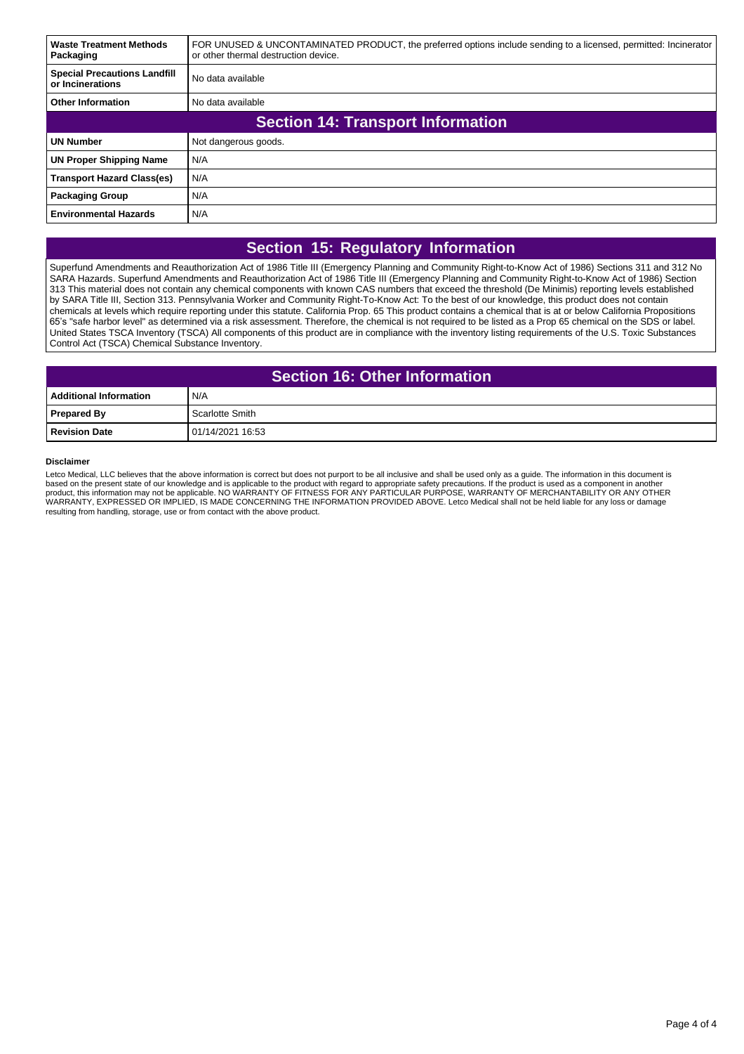| | |
|---|---|
| **Waste Treatment Methods Packaging** | FOR UNUSED & UNCONTAMINATED PRODUCT, the preferred options include sending to a licensed, permitted: Incinerator or other thermal destruction device. |
| **Special Precautions Landfill or Incinerations** | No data available |
| **Other Information** | No data available |

## Section 14: Transport Information

| | |
|---|---|
| **UN Number** | Not dangerous goods. |
| **UN Proper Shipping Name** | N/A |
| **Transport Hazard Class(es)** | N/A |
| **Packaging Group** | N/A |
| **Environmental Hazards** | N/A |

## Section 15: Regulatory Information

Superfund Amendments and Reauthorization Act of 1986 Title III (Emergency Planning and Community Right-to-Know Act of 1986) Sections 311 and 312 No SARA Hazards. Superfund Amendments and Reauthorization Act of 1986 Title III (Emergency Planning and Community Right-to-Know Act of 1986) Section 313 This material does not contain any chemical components with known CAS numbers that exceed the threshold (De Minimis) reporting levels established by SARA Title III, Section 313. Pennsylvania Worker and Community Right-To-Know Act: To the best of our knowledge, this product does not contain chemicals at levels which require reporting under this statute. California Prop. 65 This product contains a chemical that is at or below California Propositions 65's "safe harbor level" as determined via a risk assessment. Therefore, the chemical is not required to be listed as a Prop 65 chemical on the SDS or label. United States TSCA Inventory (TSCA) All components of this product are in compliance with the inventory listing requirements of the U.S. Toxic Substances Control Act (TSCA) Chemical Substance Inventory.

## Section 16: Other Information

| | |
|---|---|
| **Additional Information** | N/A |
| **Prepared By** | Scarlotte Smith |
| **Revision Date** | 01/14/2021 16:53 |

**Disclaimer**

Letco Medical, LLC believes that the above information is correct but does not purport to be all inclusive and shall be used only as a guide. The information in this document is based on the present state of our knowledge and is applicable to the product with regard to appropriate safety precautions. If the product is used as a component in another product, this information may not be applicable. NO WARRANTY OF FITNESS FOR ANY PARTICULAR PURPOSE, WARRANTY OF MERCHANTABILITY OR ANY OTHER WARRANTY, EXPRESSED OR IMPLIED, IS MADE CONCERNING THE INFORMATION PROVIDED ABOVE. Letco Medical shall not be held liable for any loss or damage resulting from handling, storage, use or from contact with the above product.